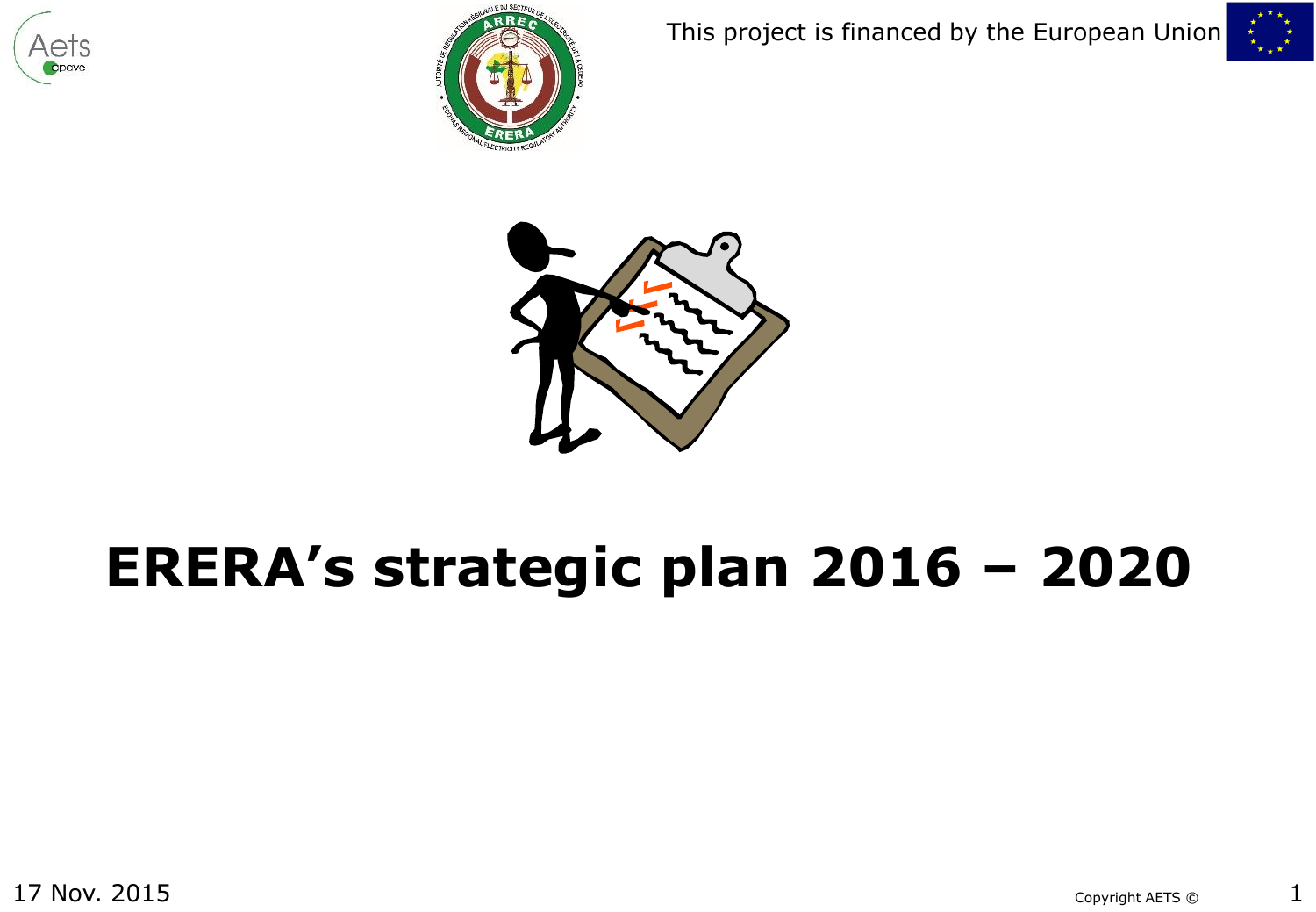This project is financed by the European Union

# ERERA's strategic plan 2016 – 2020

17 Nov. 2015

Copyright AETS ©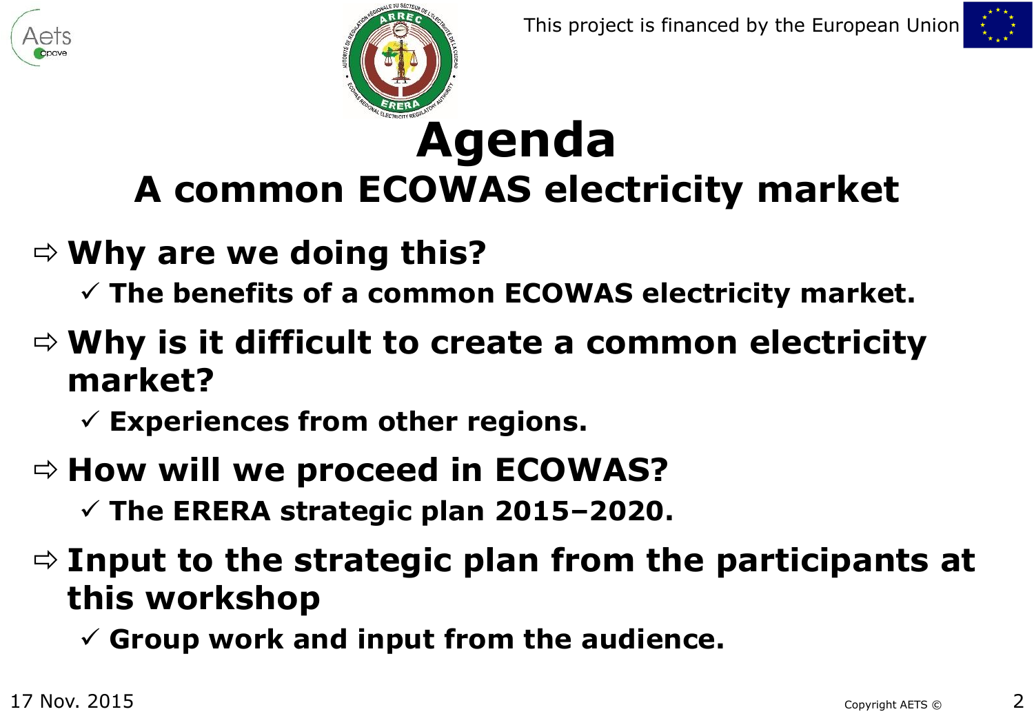# Agenda

## A common ECOWAS electricity market

- ⇨ **Why are we doing this?**
  - ✓ **The benefits of a common ECOWAS electricity market.**
- ⇨ **Why is it difficult to create a common electricity market?**
  - ✓ **Experiences from other regions.**
- ⇨ **How will we proceed in ECOWAS?**
  - ✓ **The ERERA strategic plan 2015–2020.**
- ⇨ **Input to the strategic plan from the participants at this workshop**
  - ✓ **Group work and input from the audience.**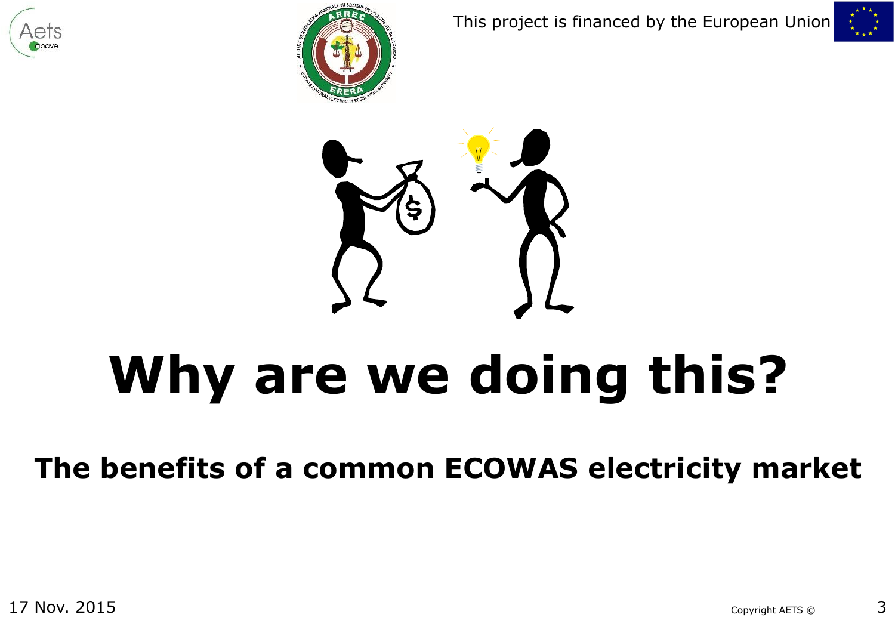# Why are we doing this?

## The benefits of a common ECOWAS electricity market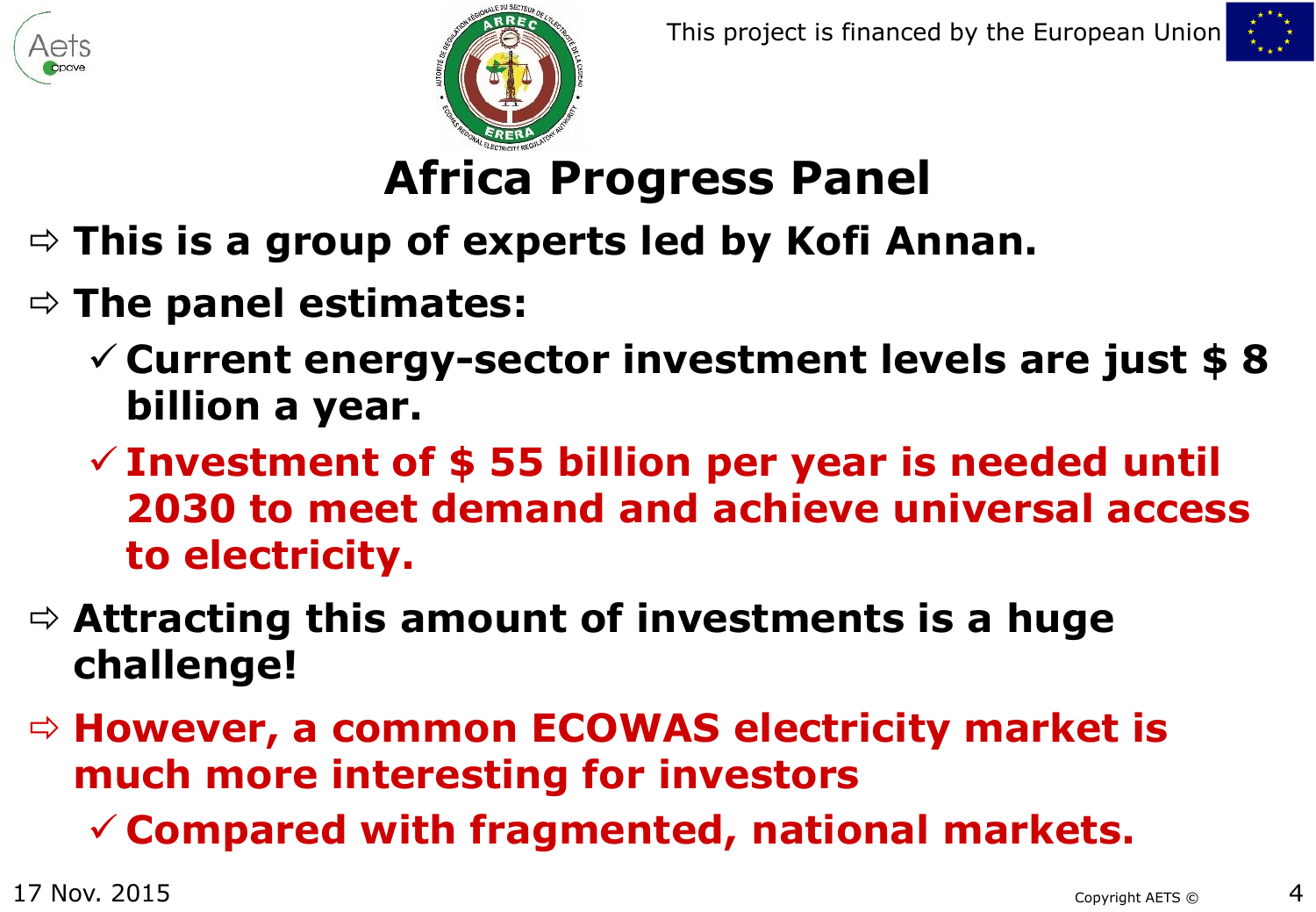# Africa Progress Panel

- **This is a group of experts led by Kofi Annan.**
- **The panel estimates:**
  - ✓ **Current energy-sector investment levels are just $ 8 billion a year.**
  - ✓ **Investment of $ 55 billion per year is needed until 2030 to meet demand and achieve universal access to electricity.**
- **Attracting this amount of investments is a huge challenge!**
- **However, a common ECOWAS electricity market is much more interesting for investors**
  - ✓ **Compared with fragmented, national markets.**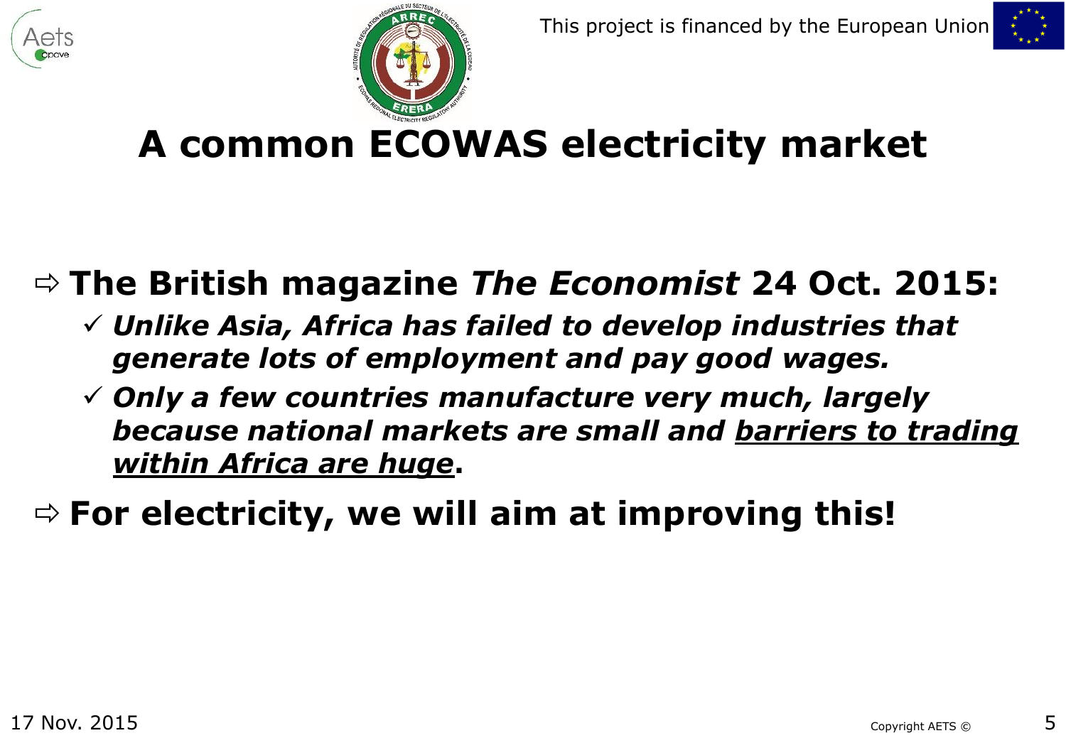# A common ECOWAS electricity market

- ⇨ **The British magazine *The Economist* 24 Oct. 2015:**
  - ✓ ***Unlike Asia, Africa has failed to develop industries that generate lots of employment and pay good wages.***
  - ✓ ***Only a few countries manufacture very much, largely because national markets are small and <u>barriers to trading within Africa are huge</u>*.**
- ⇨ **For electricity, we will aim at improving this!**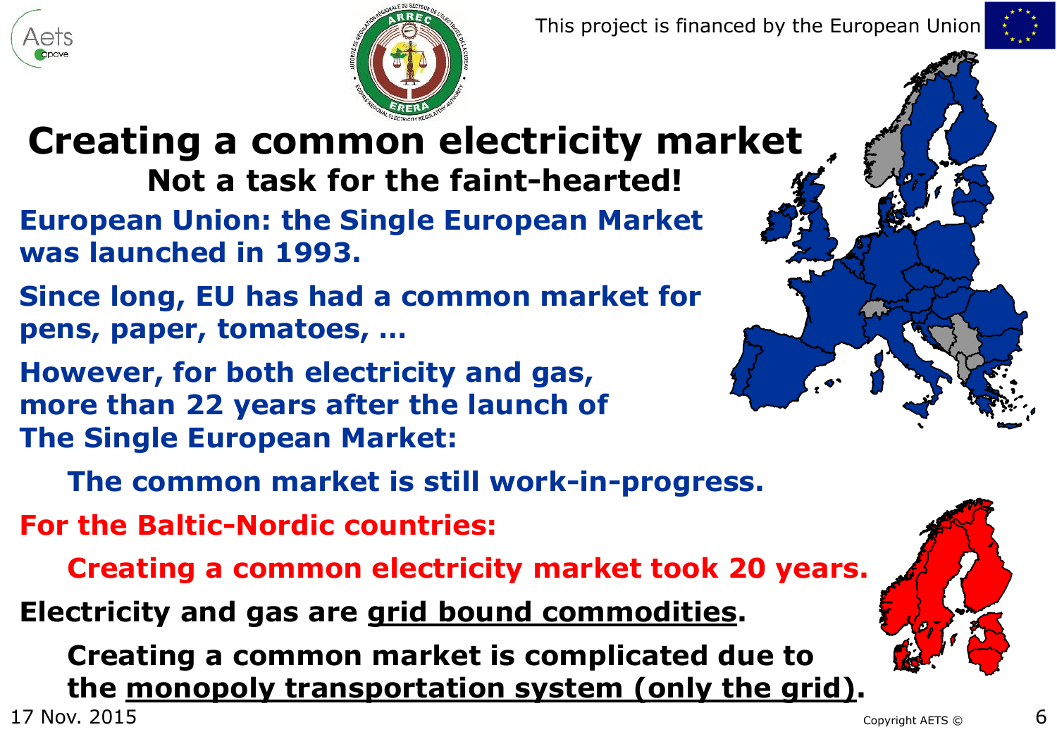# Creating a common electricity market

## Not a task for the faint-hearted!

**European Union: the Single European Market was launched in 1993.**

**Since long, EU has had a common market for pens, paper, tomatoes, …**

**However, for both electricity and gas, more than 22 years after the launch of The Single European Market:**

> **The common market is still work-in-progress.**

**For the Baltic-Nordic countries:**

> **Creating a common electricity market took 20 years.**

**Electricity and gas are grid bound commodities.**

> **Creating a common market is complicated due to the monopoly transportation system (only the grid).**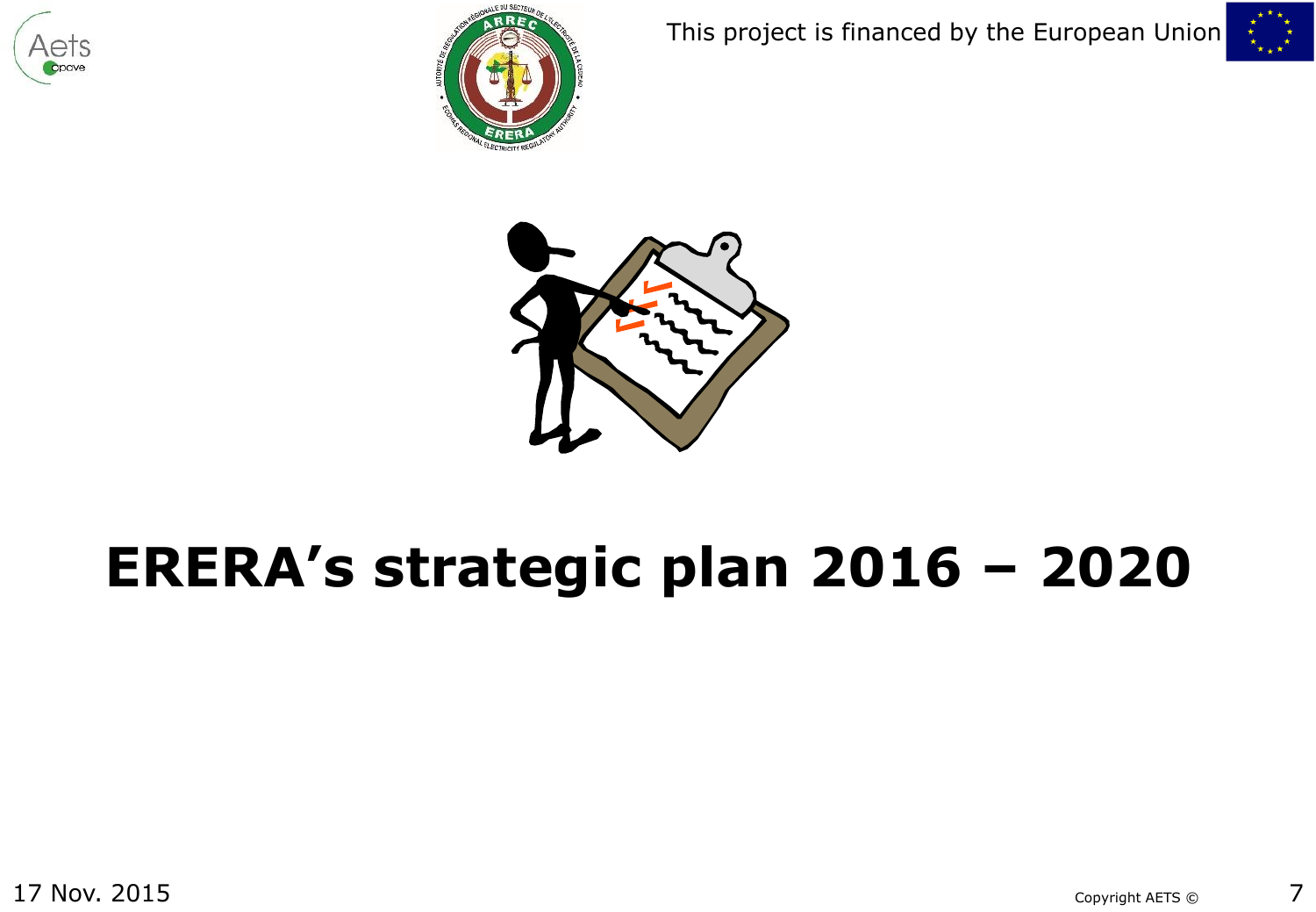# ERERA's strategic plan 2016 – 2020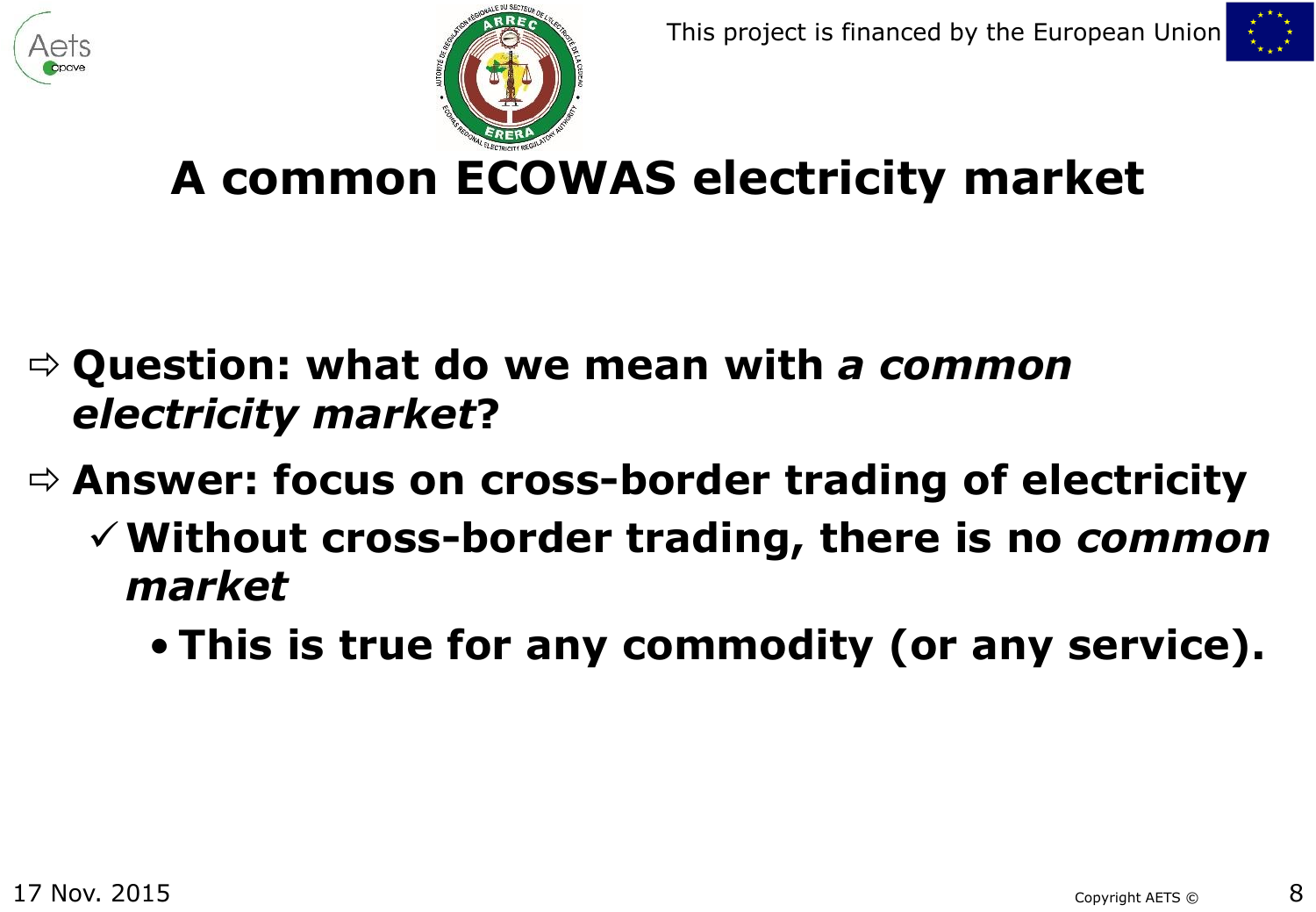# A common ECOWAS electricity market

- **Question: what do we mean with *a common electricity market*?**
- **Answer: focus on cross-border trading of electricity**
  - ✓ **Without cross-border trading, there is no *common market***
    - **This is true for any commodity (or any service).**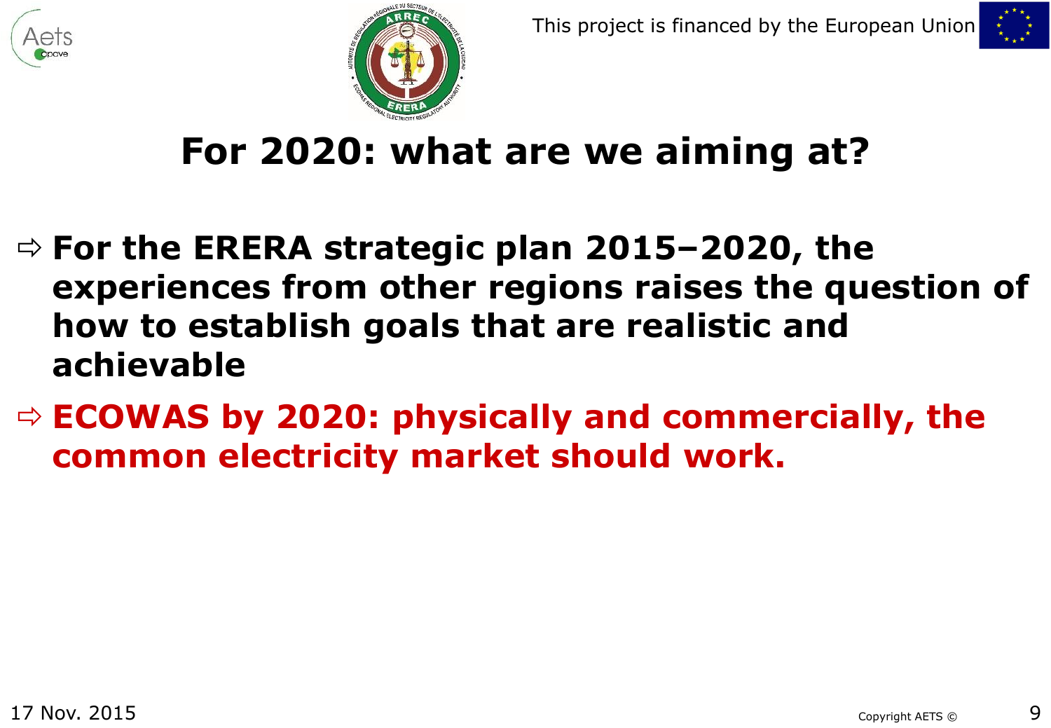# For 2020: what are we aiming at?

- **For the ERERA strategic plan 2015–2020, the experiences from other regions raises the question of how to establish goals that are realistic and achievable**
- **ECOWAS by 2020: physically and commercially, the common electricity market should work.**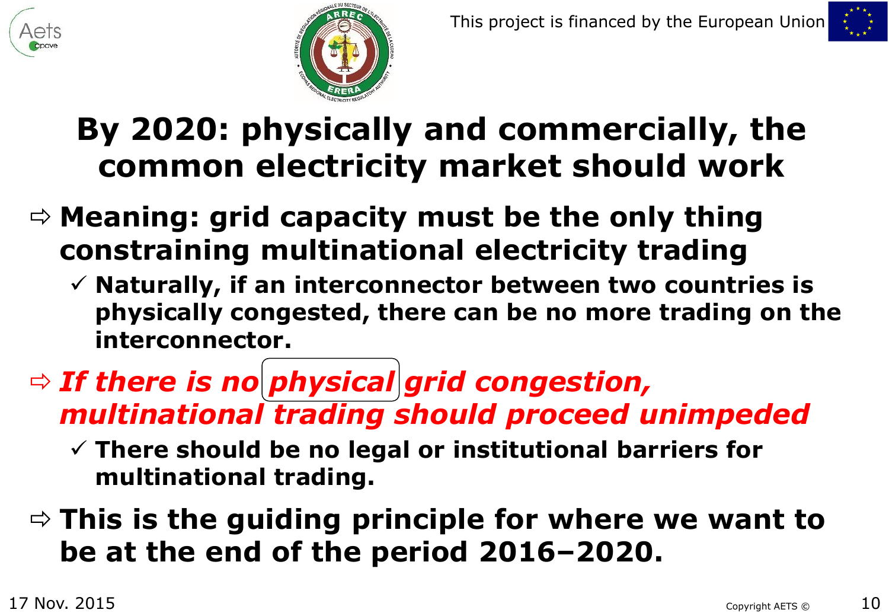# By 2020: physically and commercially, the common electricity market should work

- ⇨ **Meaning: grid capacity must be the only thing constraining multinational electricity trading**
  - ✓ **Naturally, if an interconnector between two countries is physically congested, there can be no more trading on the interconnector.**
- ⇨ ***If there is no physical grid congestion, multinational trading should proceed unimpeded***
  - ✓ **There should be no legal or institutional barriers for multinational trading.**
- ⇨ **This is the guiding principle for where we want to be at the end of the period 2016–2020.**

17 Nov. 2015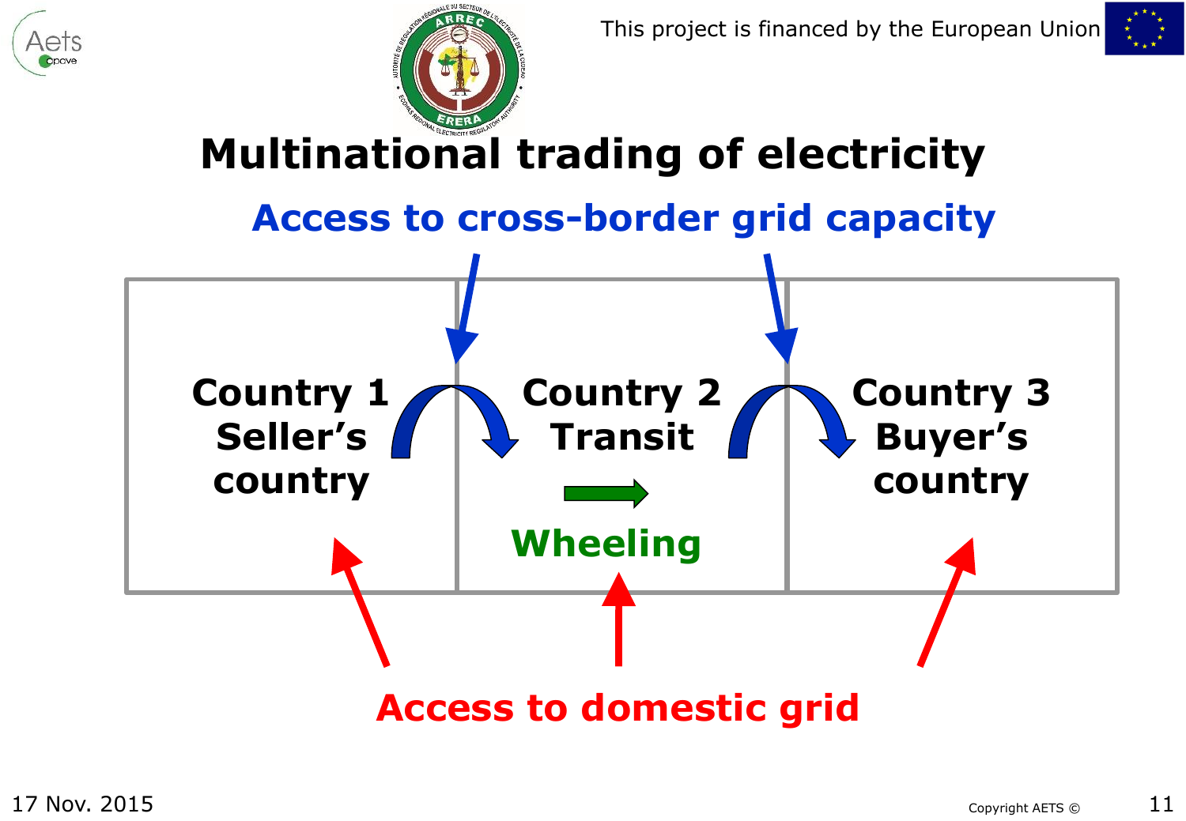# Multinational trading of electricity

**Access to cross-border grid capacity**

**Country 1**
**Seller's country**

**Country 2**
**Transit**

**Wheeling**

**Country 3**
**Buyer's country**

**Access to domestic grid**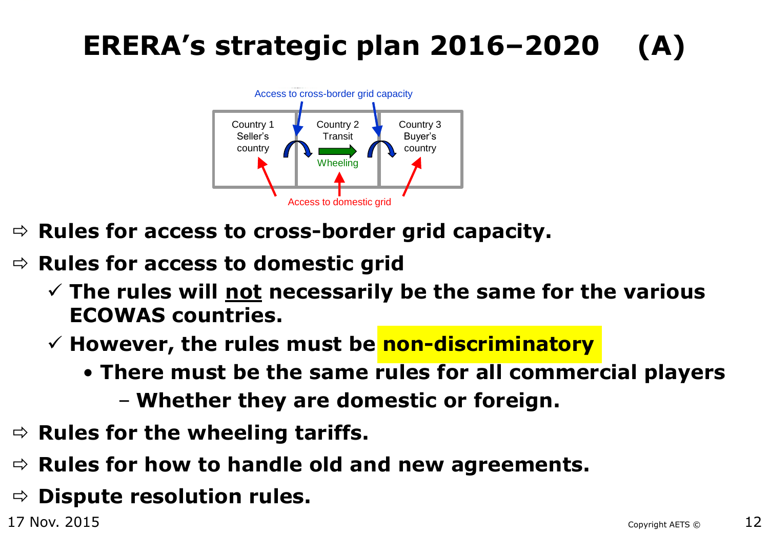# ERERA's strategic plan 2016–2020 (A)

Access to cross-border grid capacity

Country 1 Seller's country | Country 2 Transit | Country 3 Buyer's country

Wheeling

Access to domestic grid

- **Rules for access to cross-border grid capacity.**
- **Rules for access to domestic grid**
  - ✓ **The rules will <u>not</u> necessarily be the same for the various ECOWAS countries.**
  - ✓ **However, the rules must be non-discriminatory**
    - **There must be the same rules for all commercial players**
      - **Whether they are domestic or foreign.**
- **Rules for the wheeling tariffs.**
- **Rules for how to handle old and new agreements.**
- **Dispute resolution rules.**

17 Nov. 2015

Copyright AETS ©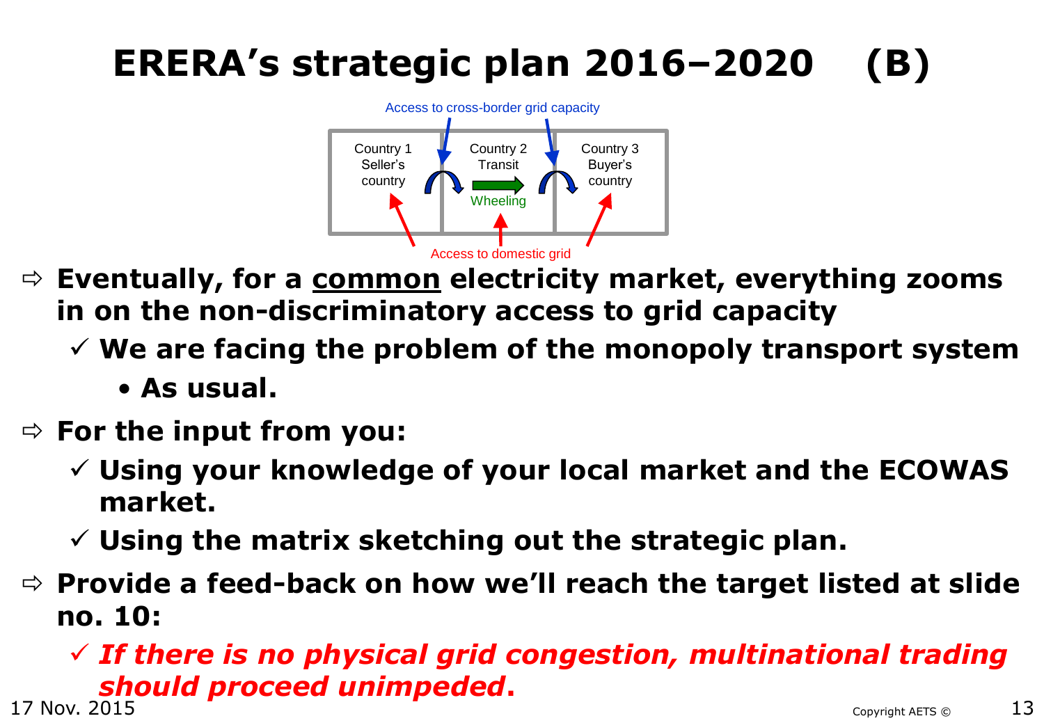# ERERA's strategic plan 2016–2020 (B)

Access to cross-border grid capacity

| Country 1 Seller's country | Country 2 Transit | Country 3 Buyer's country |
| --- | --- | --- |
| | Wheeling | |

Access to domestic grid

- ⇨ **Eventually, for a <u>common</u> electricity market, everything zooms in on the non-discriminatory access to grid capacity**
  - ✓ **We are facing the problem of the monopoly transport system**
    - **As usual.**
- ⇨ **For the input from you:**
  - ✓ **Using your knowledge of your local market and the ECOWAS market.**
  - ✓ **Using the matrix sketching out the strategic plan.**
- ⇨ **Provide a feed-back on how we'll reach the target listed at slide no. 10:**
  - ✓ ***If there is no physical grid congestion, multinational trading should proceed unimpeded*.**

17 Nov. 2015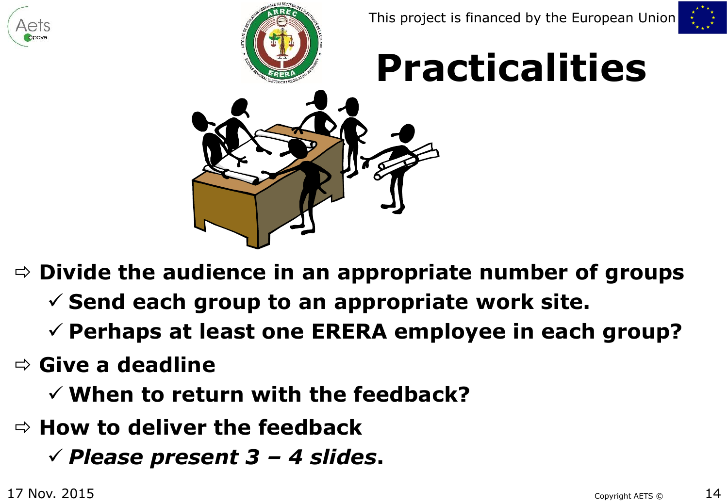# Practicalities

- **Divide the audience in an appropriate number of groups**
  - ✓ **Send each group to an appropriate work site.**
  - ✓ **Perhaps at least one ERERA employee in each group?**
- **Give a deadline**
  - ✓ **When to return with the feedback?**
- **How to deliver the feedback**
  - ✓ ***Please present 3 – 4 slides*.**